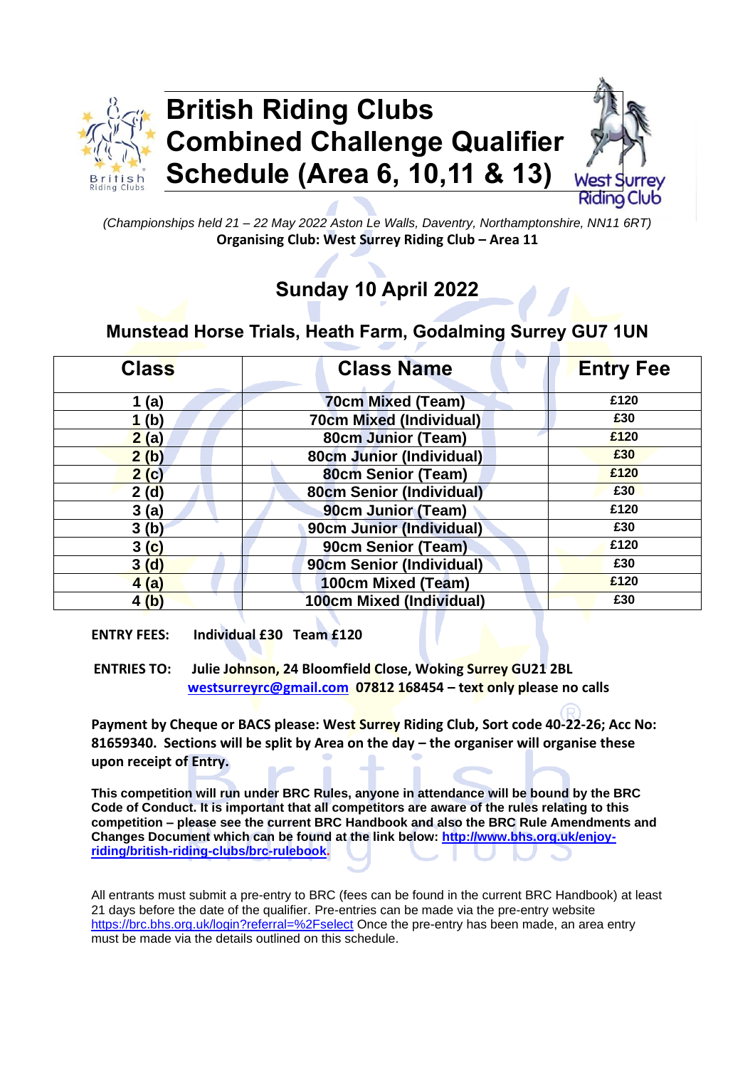# British Riding Clubs Combined Challenge Qualifier Schedule (Area 6, 10,11 & 13)

West Surrey Riding Club

*(Championships held 21 – 22 May 2022 Aston Le Walls, Daventry, Northamptonshire, NN11 6RT)*

**Organising Club: West Surrey Riding Club – Area 11**

## Sunday 10 April 2022

## Munstead Horse Trials, Heath Farm, Godalming Surrey GU7 1UN

| Class | Class Name | Entry Fee |
|---|---|---|
| 1 (a) | 70cm Mixed (Team) | £120 |
| 1 (b) | 70cm Mixed (Individual) | £30 |
| 2 (a) | 80cm Junior (Team) | £120 |
| 2 (b) | 80cm Junior (Individual) | £30 |
| 2 (c) | 80cm Senior (Team) | £120 |
| 2 (d) | 80cm Senior (Individual) | £30 |
| 3 (a) | 90cm Junior (Team) | £120 |
| 3 (b) | 90cm Junior (Individual) | £30 |
| 3 (c) | 90cm Senior (Team) | £120 |
| 3 (d) | 90cm Senior (Individual) | £30 |
| 4 (a) | 100cm Mixed (Team) | £120 |
| 4 (b) | 100cm Mixed (Individual) | £30 |

**ENTRY FEES:** **Individual £30 Team £120**

**ENTRIES TO:** **Julie Johnson, 24 Bloomfield Close, Woking Surrey GU21 2BL**
**westsurreyrc@gmail.com 07812 168454 – text only please no calls**

**Payment by Cheque or BACS please: West Surrey Riding Club, Sort code 40-22-26; Acc No: 81659340. Sections will be split by Area on the day – the organiser will organise these upon receipt of Entry.**

**This competition will run under BRC Rules, anyone in attendance will be bound by the BRC Code of Conduct. It is important that all competitors are aware of the rules relating to this competition – please see the current BRC Handbook and also the BRC Rule Amendments and Changes Document which can be found at the link below: http://www.bhs.org.uk/enjoy-riding/british-riding-clubs/brc-rulebook.**

All entrants must submit a pre-entry to BRC (fees can be found in the current BRC Handbook) at least 21 days before the date of the qualifier. Pre-entries can be made via the pre-entry website https://brc.bhs.org.uk/login?referral=%2Fselect Once the pre-entry has been made, an area entry must be made via the details outlined on this schedule.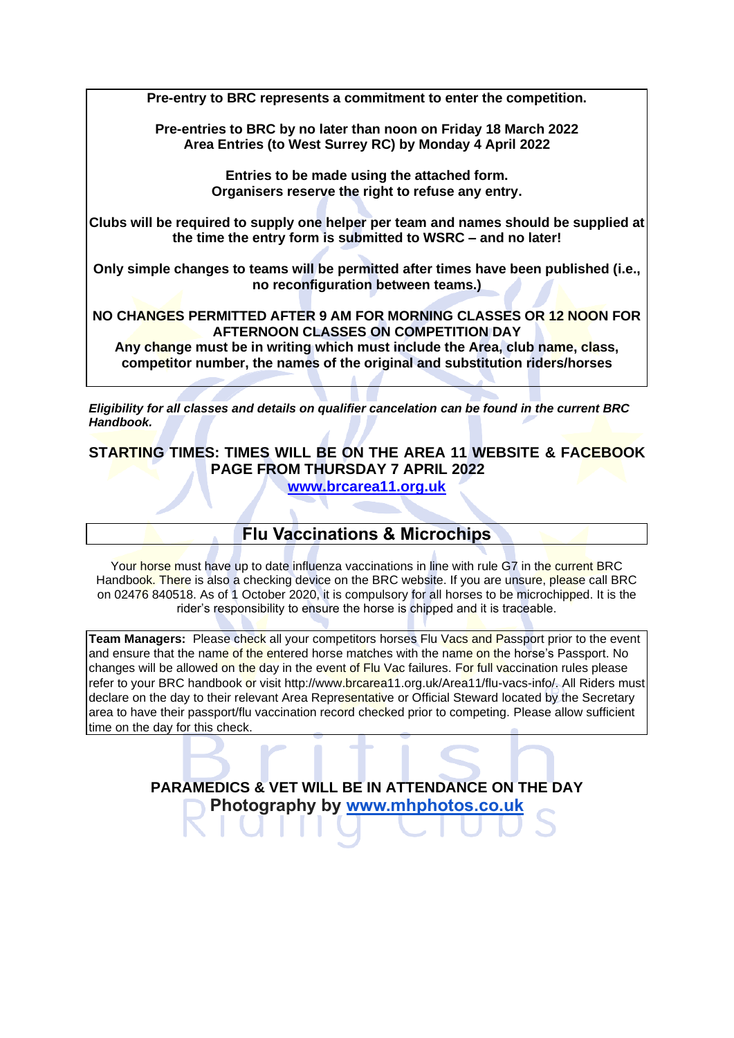**Pre-entry to BRC represents a commitment to enter the competition.**

**Pre-entries to BRC by no later than noon on Friday 18 March 2022**
**Area Entries (to West Surrey RC) by Monday 4 April 2022**

**Entries to be made using the attached form.**
**Organisers reserve the right to refuse any entry.**

**Clubs will be required to supply one helper per team and names should be supplied at the time the entry form is submitted to WSRC – and no later!**

**Only simple changes to teams will be permitted after times have been published (i.e., no reconfiguration between teams.)**

**NO CHANGES PERMITTED AFTER 9 AM FOR MORNING CLASSES OR 12 NOON FOR AFTERNOON CLASSES ON COMPETITION DAY**
**Any change must be in writing which must include the Area, club name, class, competitor number, the names of the original and substitution riders/horses**

***Eligibility for all classes and details on qualifier cancelation can be found in the current BRC Handbook.***

**STARTING TIMES: TIMES WILL BE ON THE AREA 11 WEBSITE & FACEBOOK PAGE FROM THURSDAY 7 APRIL 2022**
**[www.brcarea11.org.uk](http://www.brcarea11.org.uk)**

## Flu Vaccinations & Microchips

Your horse must have up to date influenza vaccinations in line with rule G7 in the current BRC Handbook. There is also a checking device on the BRC website. If you are unsure, please call BRC on 02476 840518. As of 1 October 2020, it is compulsory for all horses to be microchipped. It is the rider's responsibility to ensure the horse is chipped and it is traceable.

**Team Managers:** Please check all your competitors horses Flu Vacs and Passport prior to the event and ensure that the name of the entered horse matches with the name on the horse's Passport. No changes will be allowed on the day in the event of Flu Vac failures. For full vaccination rules please refer to your BRC handbook or visit http://www.brcarea11.org.uk/Area11/flu-vacs-info/. All Riders must declare on the day to their relevant Area Representative or Official Steward located by the Secretary area to have their passport/flu vaccination record checked prior to competing. Please allow sufficient time on the day for this check.

**PARAMEDICS & VET WILL BE IN ATTENDANCE ON THE DAY**
**Photography by [www.mhphotos.co.uk](http://www.mhphotos.co.uk)**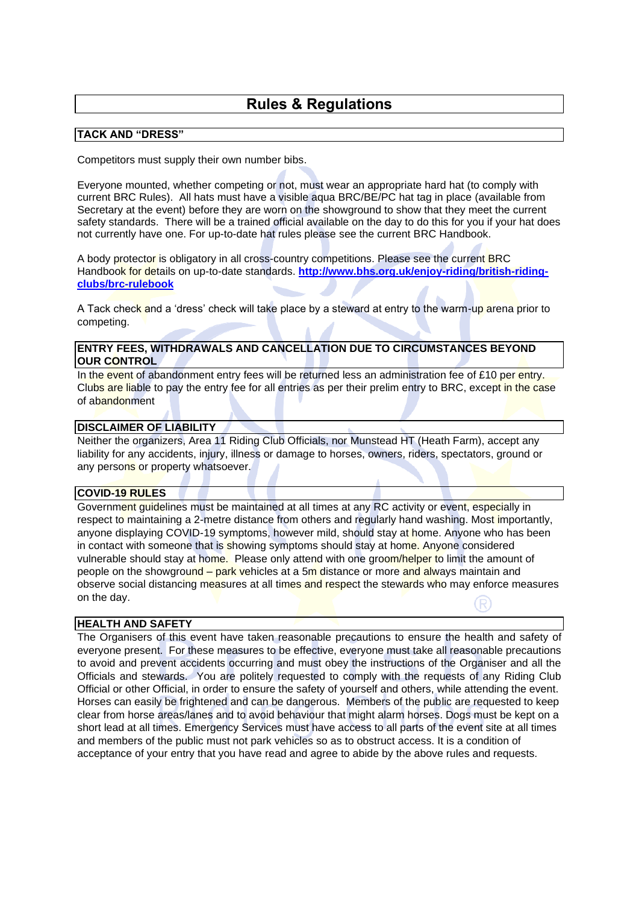# Rules & Regulations

## TACK AND "DRESS"

Competitors must supply their own number bibs.

Everyone mounted, whether competing or not, must wear an appropriate hard hat (to comply with current BRC Rules). All hats must have a visible aqua BRC/BE/PC hat tag in place (available from Secretary at the event) before they are worn on the showground to show that they meet the current safety standards. There will be a trained official available on the day to do this for you if your hat does not currently have one. For up-to-date hat rules please see the current BRC Handbook.

A body protector is obligatory in all cross-country competitions. Please see the current BRC Handbook for details on up-to-date standards. **[http://www.bhs.org.uk/enjoy-riding/british-riding-clubs/brc-rulebook](http://www.bhs.org.uk/enjoy-riding/british-riding-clubs/brc-rulebook)**

A Tack check and a 'dress' check will take place by a steward at entry to the warm-up arena prior to competing.

## ENTRY FEES, WITHDRAWALS AND CANCELLATION DUE TO CIRCUMSTANCES BEYOND OUR CONTROL

In the event of abandonment entry fees will be returned less an administration fee of £10 per entry. Clubs are liable to pay the entry fee for all entries as per their prelim entry to BRC, except in the case of abandonment

## DISCLAIMER OF LIABILITY

Neither the organizers, Area 11 Riding Club Officials, nor Munstead HT (Heath Farm), accept any liability for any accidents, injury, illness or damage to horses, owners, riders, spectators, ground or any persons or property whatsoever.

## COVID-19 RULES

Government guidelines must be maintained at all times at any RC activity or event, especially in respect to maintaining a 2-metre distance from others and regularly hand washing. Most importantly, anyone displaying COVID-19 symptoms, however mild, should stay at home. Anyone who has been in contact with someone that is showing symptoms should stay at home. Anyone considered vulnerable should stay at home. Please only attend with one groom/helper to limit the amount of people on the showground – park vehicles at a 5m distance or more and always maintain and observe social distancing measures at all times and respect the stewards who may enforce measures on the day.

## HEALTH AND SAFETY

The Organisers of this event have taken reasonable precautions to ensure the health and safety of everyone present. For these measures to be effective, everyone must take all reasonable precautions to avoid and prevent accidents occurring and must obey the instructions of the Organiser and all the Officials and stewards. You are politely requested to comply with the requests of any Riding Club Official or other Official, in order to ensure the safety of yourself and others, while attending the event. Horses can easily be frightened and can be dangerous. Members of the public are requested to keep clear from horse areas/lanes and to avoid behaviour that might alarm horses. Dogs must be kept on a short lead at all times. Emergency Services must have access to all parts of the event site at all times and members of the public must not park vehicles so as to obstruct access. It is a condition of acceptance of your entry that you have read and agree to abide by the above rules and requests.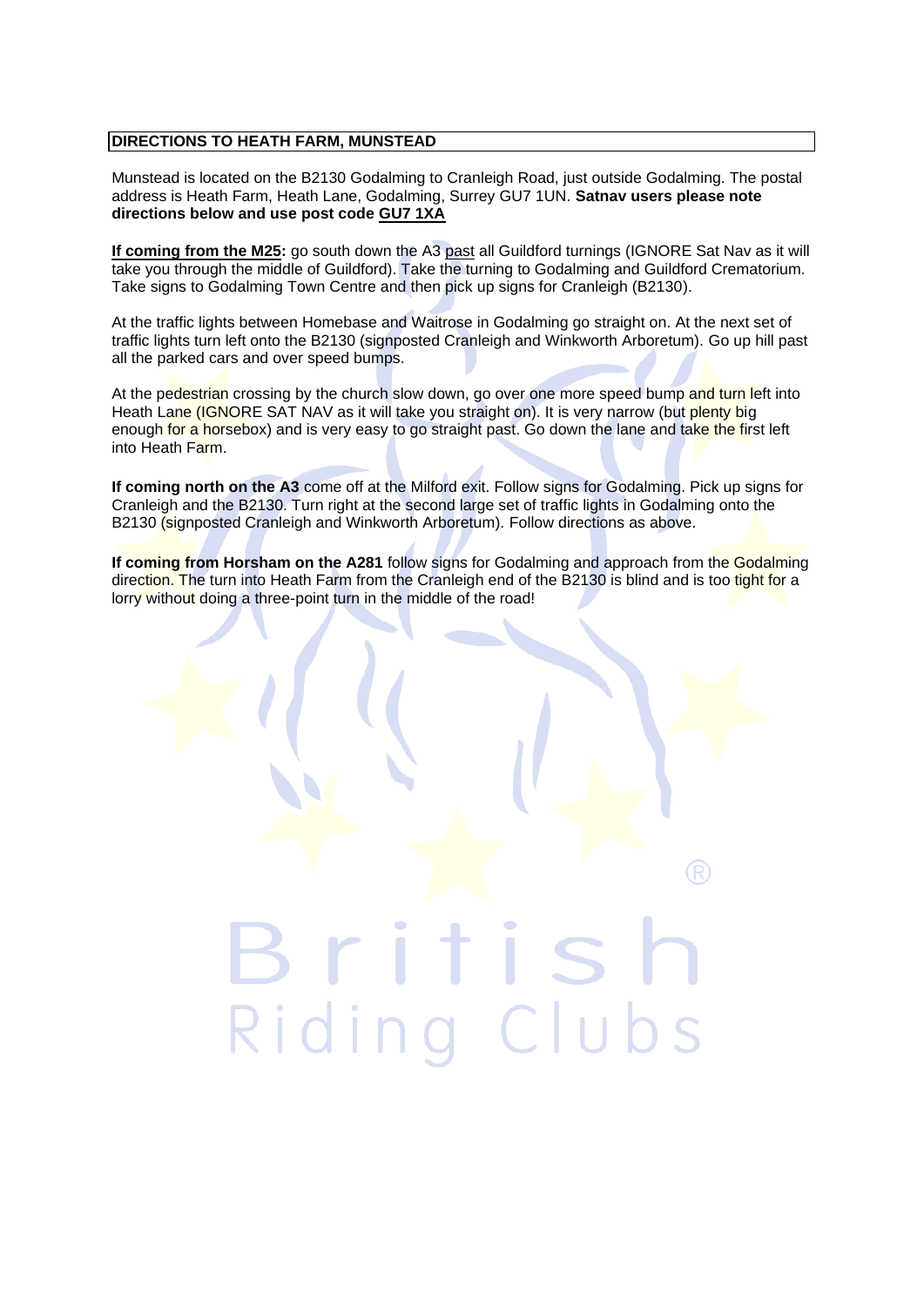## DIRECTIONS TO HEATH FARM, MUNSTEAD

Munstead is located on the B2130 Godalming to Cranleigh Road, just outside Godalming. The postal address is Heath Farm, Heath Lane, Godalming, Surrey GU7 1UN. **Satnav users please note directions below and use post code GU7 1XA**

**If coming from the M25:** go south down the A3 past all Guildford turnings (IGNORE Sat Nav as it will take you through the middle of Guildford). Take the turning to Godalming and Guildford Crematorium. Take signs to Godalming Town Centre and then pick up signs for Cranleigh (B2130).

At the traffic lights between Homebase and Waitrose in Godalming go straight on. At the next set of traffic lights turn left onto the B2130 (signposted Cranleigh and Winkworth Arboretum). Go up hill past all the parked cars and over speed bumps.

At the pedestrian crossing by the church slow down, go over one more speed bump and turn left into Heath Lane (IGNORE SAT NAV as it will take you straight on). It is very narrow (but plenty big enough for a horsebox) and is very easy to go straight past. Go down the lane and take the first left into Heath Farm.

**If coming north on the A3** come off at the Milford exit. Follow signs for Godalming. Pick up signs for Cranleigh and the B2130. Turn right at the second large set of traffic lights in Godalming onto the B2130 (signposted Cranleigh and Winkworth Arboretum). Follow directions as above.

**If coming from Horsham on the A281** follow signs for Godalming and approach from the Godalming direction. The turn into Heath Farm from the Cranleigh end of the B2130 is blind and is too tight for a lorry without doing a three-point turn in the middle of the road!